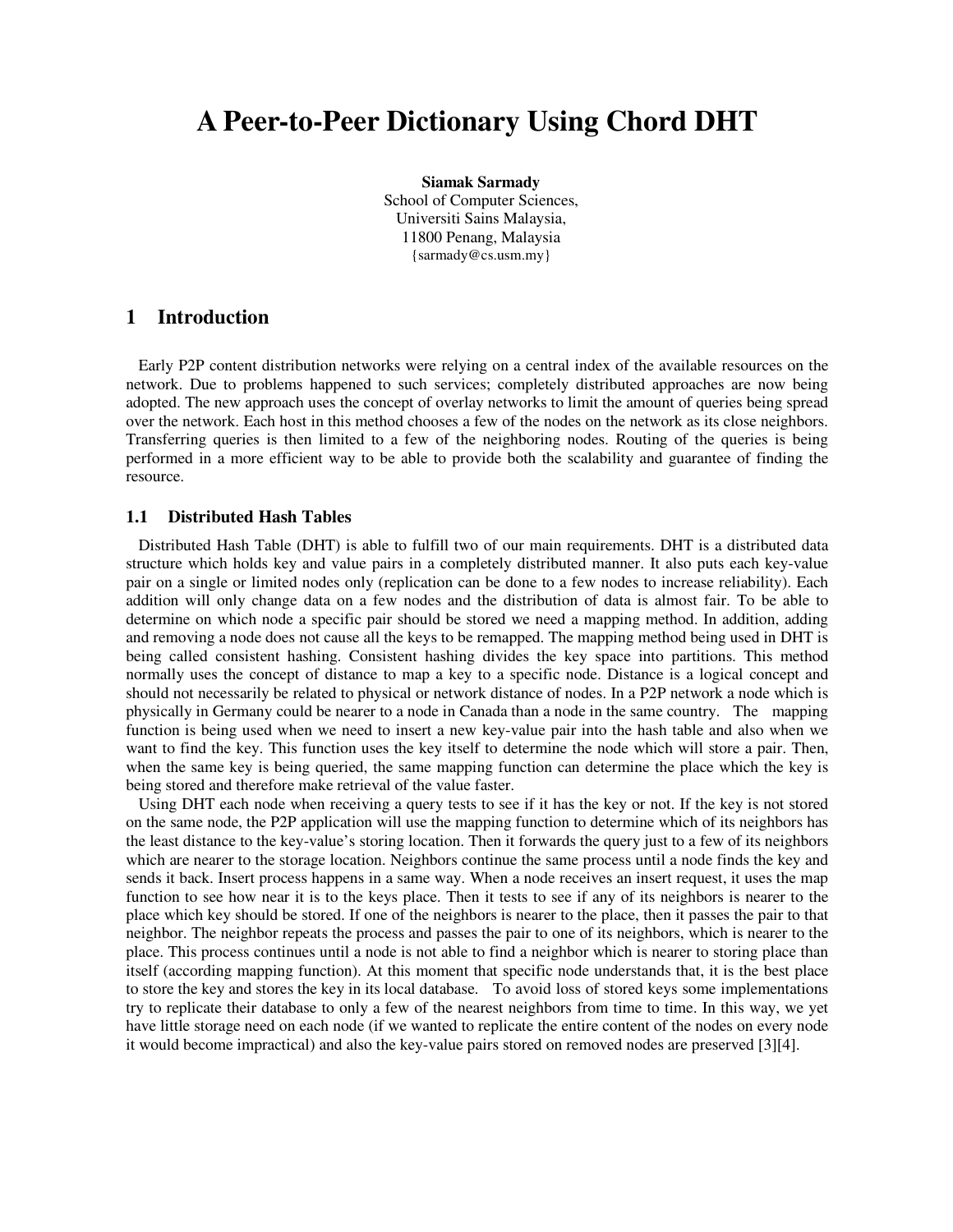# A Peer-to-Peer Dictionary Using Chord DHT

**Siamak Sarmady**
School of Computer Sciences,
Universiti Sains Malaysia,
11800 Penang, Malaysia
{sarmady@cs.usm.my}

## 1 Introduction

Early P2P content distribution networks were relying on a central index of the available resources on the network. Due to problems happened to such services; completely distributed approaches are now being adopted. The new approach uses the concept of overlay networks to limit the amount of queries being spread over the network. Each host in this method chooses a few of the nodes on the network as its close neighbors. Transferring queries is then limited to a few of the neighboring nodes. Routing of the queries is being performed in a more efficient way to be able to provide both the scalability and guarantee of finding the resource.

### 1.1 Distributed Hash Tables

Distributed Hash Table (DHT) is able to fulfill two of our main requirements. DHT is a distributed data structure which holds key and value pairs in a completely distributed manner. It also puts each key-value pair on a single or limited nodes only (replication can be done to a few nodes to increase reliability). Each addition will only change data on a few nodes and the distribution of data is almost fair. To be able to determine on which node a specific pair should be stored we need a mapping method. In addition, adding and removing a node does not cause all the keys to be remapped. The mapping method being used in DHT is being called consistent hashing. Consistent hashing divides the key space into partitions. This method normally uses the concept of distance to map a key to a specific node. Distance is a logical concept and should not necessarily be related to physical or network distance of nodes. In a P2P network a node which is physically in Germany could be nearer to a node in Canada than a node in the same country. The mapping function is being used when we need to insert a new key-value pair into the hash table and also when we want to find the key. This function uses the key itself to determine the node which will store a pair. Then, when the same key is being queried, the same mapping function can determine the place which the key is being stored and therefore make retrieval of the value faster.

Using DHT each node when receiving a query tests to see if it has the key or not. If the key is not stored on the same node, the P2P application will use the mapping function to determine which of its neighbors has the least distance to the key-value's storing location. Then it forwards the query just to a few of its neighbors which are nearer to the storage location. Neighbors continue the same process until a node finds the key and sends it back. Insert process happens in a same way. When a node receives an insert request, it uses the map function to see how near it is to the keys place. Then it tests to see if any of its neighbors is nearer to the place which key should be stored. If one of the neighbors is nearer to the place, then it passes the pair to that neighbor. The neighbor repeats the process and passes the pair to one of its neighbors, which is nearer to the place. This process continues until a node is not able to find a neighbor which is nearer to storing place than itself (according mapping function). At this moment that specific node understands that, it is the best place to store the key and stores the key in its local database. To avoid loss of stored keys some implementations try to replicate their database to only a few of the nearest neighbors from time to time. In this way, we yet have little storage need on each node (if we wanted to replicate the entire content of the nodes on every node it would become impractical) and also the key-value pairs stored on removed nodes are preserved [3][4].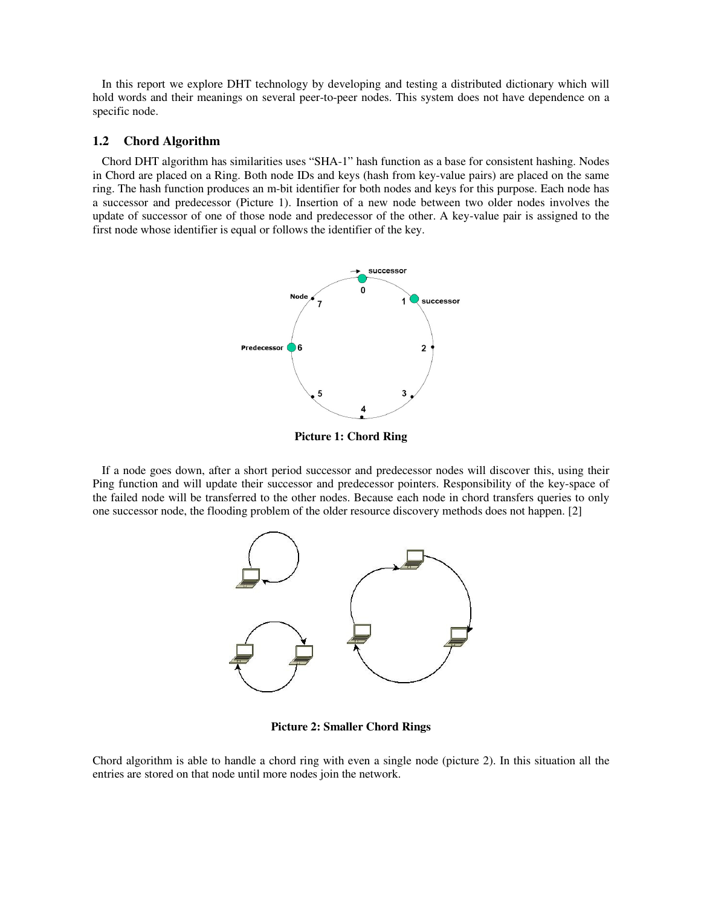In this report we explore DHT technology by developing and testing a distributed dictionary which will hold words and their meanings on several peer-to-peer nodes. This system does not have dependence on a specific node.

### 1.2 Chord Algorithm

Chord DHT algorithm has similarities uses "SHA-1" hash function as a base for consistent hashing. Nodes in Chord are placed on a Ring. Both node IDs and keys (hash from key-value pairs) are placed on the same ring. The hash function produces an m-bit identifier for both nodes and keys for this purpose. Each node has a successor and predecessor (Picture 1). Insertion of a new node between two older nodes involves the update of successor of one of those node and predecessor of the other. A key-value pair is assigned to the first node whose identifier is equal or follows the identifier of the key.

**Picture 1: Chord Ring**

If a node goes down, after a short period successor and predecessor nodes will discover this, using their Ping function and will update their successor and predecessor pointers. Responsibility of the key-space of the failed node will be transferred to the other nodes. Because each node in chord transfers queries to only one successor node, the flooding problem of the older resource discovery methods does not happen. [2]

**Picture 2: Smaller Chord Rings**

Chord algorithm is able to handle a chord ring with even a single node (picture 2). In this situation all the entries are stored on that node until more nodes join the network.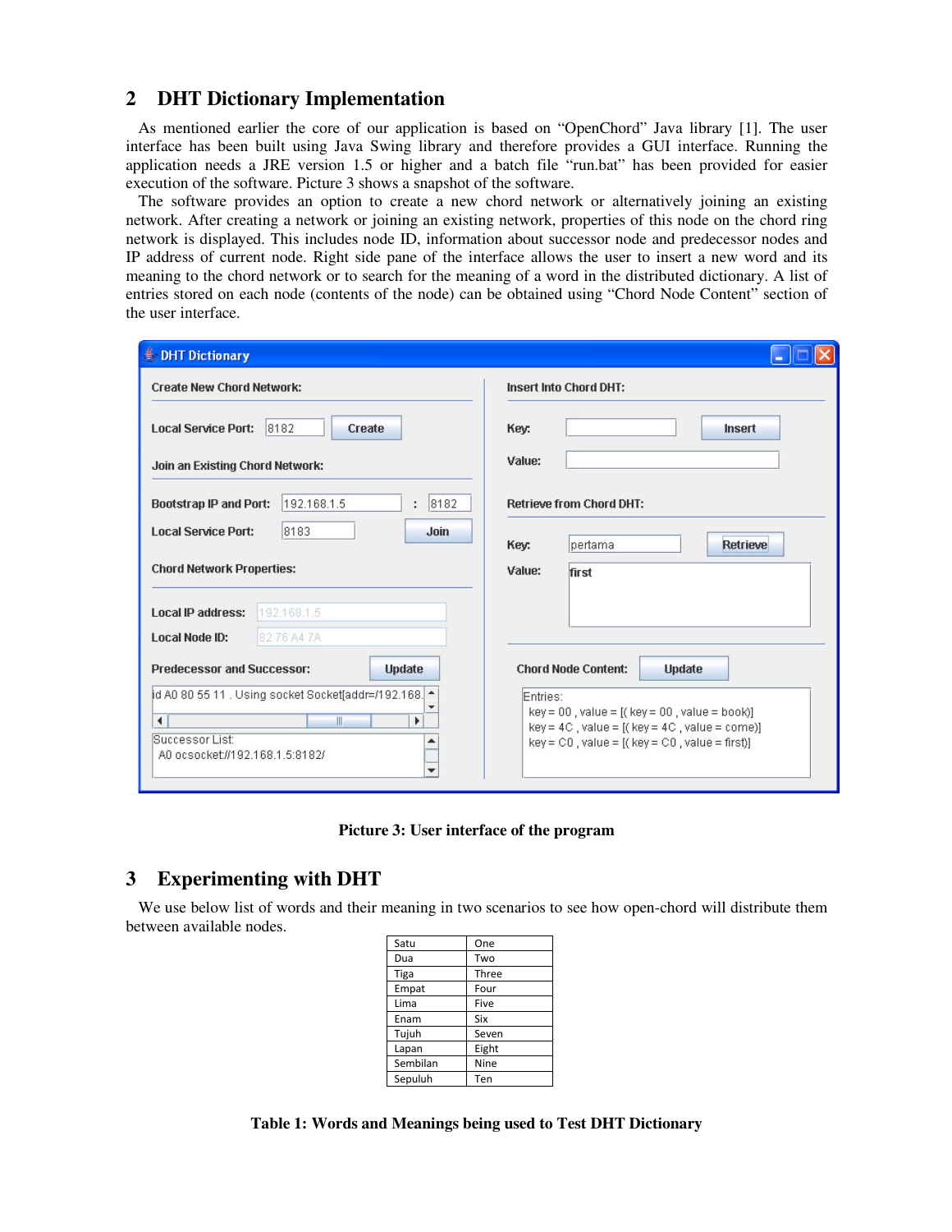## 2 DHT Dictionary Implementation

As mentioned earlier the core of our application is based on "OpenChord" Java library [1]. The user interface has been built using Java Swing library and therefore provides a GUI interface. Running the application needs a JRE version 1.5 or higher and a batch file "run.bat" has been provided for easier execution of the software. Picture 3 shows a snapshot of the software.

The software provides an option to create a new chord network or alternatively joining an existing network. After creating a network or joining an existing network, properties of this node on the chord ring network is displayed. This includes node ID, information about successor node and predecessor nodes and IP address of current node. Right side pane of the interface allows the user to insert a new word and its meaning to the chord network or to search for the meaning of a word in the distributed dictionary. A list of entries stored on each node (contents of the node) can be obtained using "Chord Node Content" section of the user interface.

**Picture 3: User interface of the program**

## 3 Experimenting with DHT

We use below list of words and their meaning in two scenarios to see how open-chord will distribute them between available nodes.

| Satu | One |
|---|---|
| Dua | Two |
| Tiga | Three |
| Empat | Four |
| Lima | Five |
| Enam | Six |
| Tujuh | Seven |
| Lapan | Eight |
| Sembilan | Nine |
| Sepuluh | Ten |

**Table 1: Words and Meanings being used to Test DHT Dictionary**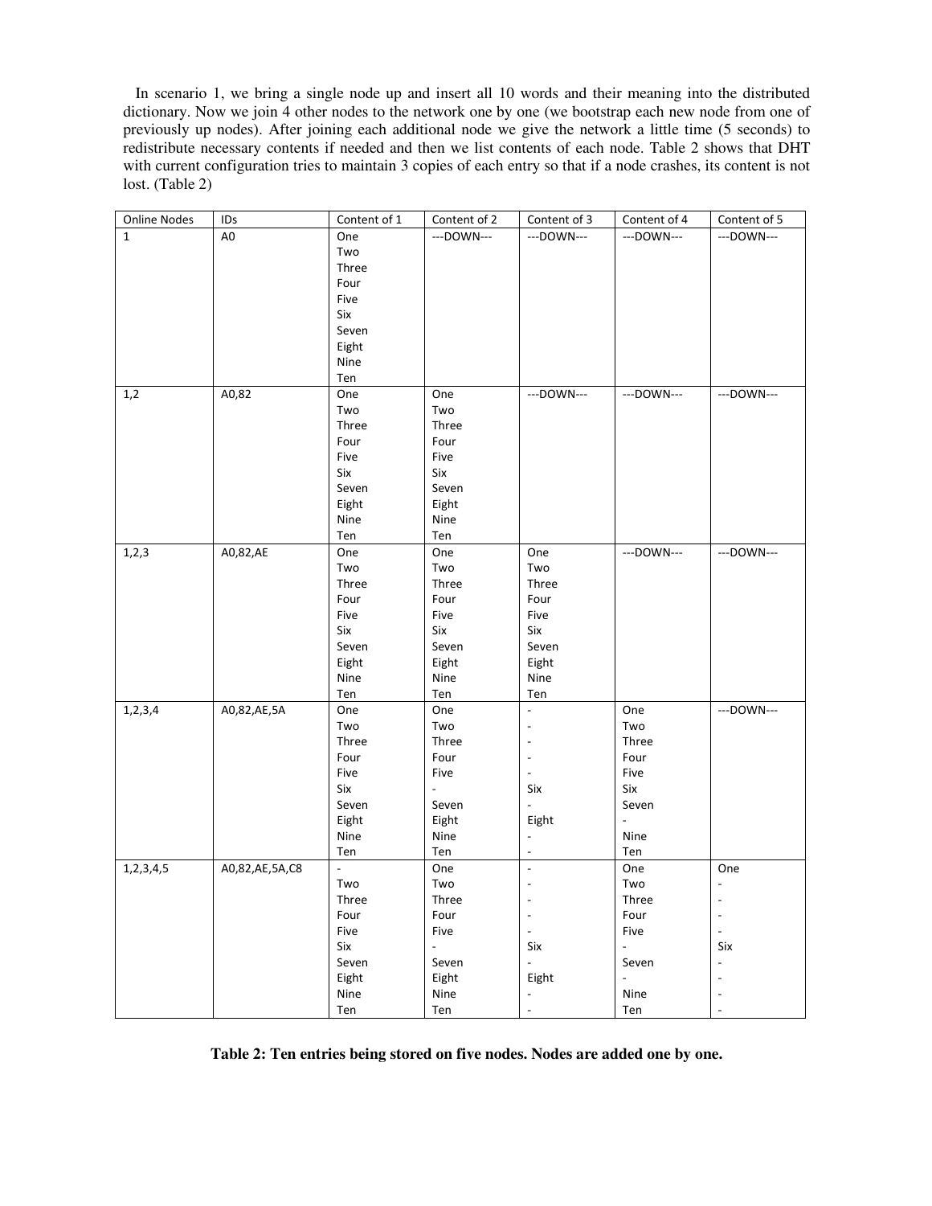In scenario 1, we bring a single node up and insert all 10 words and their meaning into the distributed dictionary. Now we join 4 other nodes to the network one by one (we bootstrap each new node from one of previously up nodes). After joining each additional node we give the network a little time (5 seconds) to redistribute necessary contents if needed and then we list contents of each node. Table 2 shows that DHT with current configuration tries to maintain 3 copies of each entry so that if a node crashes, its content is not lost. (Table 2)

| Online Nodes | IDs | Content of 1 | Content of 2 | Content of 3 | Content of 4 | Content of 5 |
|---|---|---|---|---|---|---|
| 1 | A0 | One<br>Two<br>Three<br>Four<br>Five<br>Six<br>Seven<br>Eight<br>Nine<br>Ten | ---DOWN--- | ---DOWN--- | ---DOWN--- | ---DOWN--- |
| 1,2 | A0,82 | One<br>Two<br>Three<br>Four<br>Five<br>Six<br>Seven<br>Eight<br>Nine<br>Ten | One<br>Two<br>Three<br>Four<br>Five<br>Six<br>Seven<br>Eight<br>Nine<br>Ten | ---DOWN--- | ---DOWN--- | ---DOWN--- |
| 1,2,3 | A0,82,AE | One<br>Two<br>Three<br>Four<br>Five<br>Six<br>Seven<br>Eight<br>Nine<br>Ten | One<br>Two<br>Three<br>Four<br>Five<br>Six<br>Seven<br>Eight<br>Nine<br>Ten | One<br>Two<br>Three<br>Four<br>Five<br>Six<br>Seven<br>Eight<br>Nine<br>Ten | ---DOWN--- | ---DOWN--- |
| 1,2,3,4 | A0,82,AE,5A | One<br>Two<br>Three<br>Four<br>Five<br>Six<br>Seven<br>Eight<br>Nine<br>Ten | One<br>Two<br>Three<br>Four<br>Five<br>-<br>Seven<br>Eight<br>Nine<br>Ten | -<br>-<br>-<br>-<br>-<br>Six<br>-<br>Eight<br>-<br>- | One<br>Two<br>Three<br>Four<br>Five<br>Six<br>Seven<br>-<br>Nine<br>Ten | ---DOWN--- |
| 1,2,3,4,5 | A0,82,AE,5A,C8 | -<br>Two<br>Three<br>Four<br>Five<br>Six<br>Seven<br>Eight<br>Nine<br>Ten | One<br>Two<br>Three<br>Four<br>Five<br>-<br>Seven<br>Eight<br>Nine<br>Ten | -<br>-<br>-<br>-<br>-<br>Six<br>-<br>Eight<br>-<br>- | One<br>Two<br>Three<br>Four<br>Five<br>-<br>Seven<br>-<br>Nine<br>Ten | One<br>-<br>-<br>-<br>-<br>Six<br>-<br>-<br>-<br>- |

**Table 2: Ten entries being stored on five nodes. Nodes are added one by one.**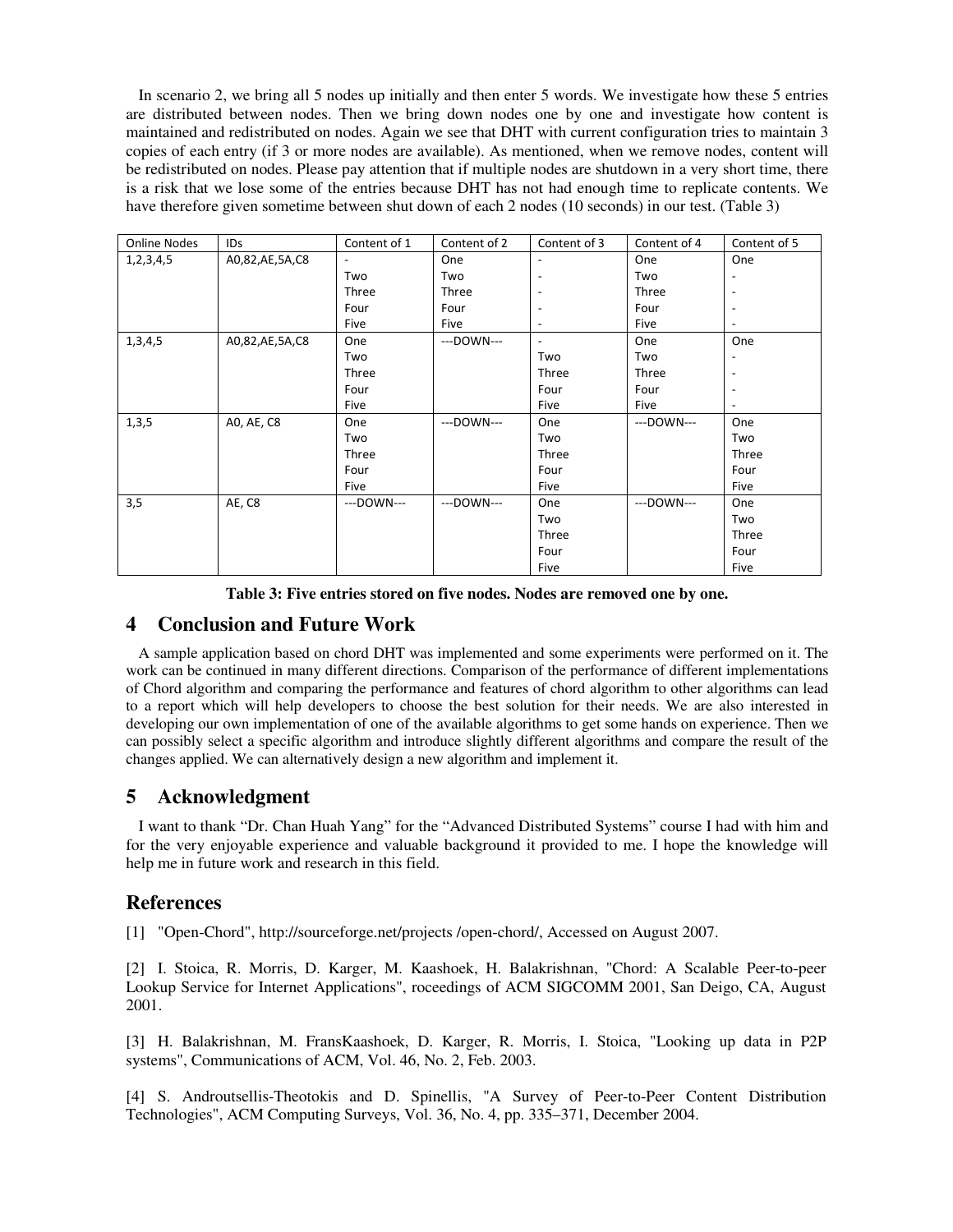In scenario 2, we bring all 5 nodes up initially and then enter 5 words. We investigate how these 5 entries are distributed between nodes. Then we bring down nodes one by one and investigate how content is maintained and redistributed on nodes. Again we see that DHT with current configuration tries to maintain 3 copies of each entry (if 3 or more nodes are available). As mentioned, when we remove nodes, content will be redistributed on nodes. Please pay attention that if multiple nodes are shutdown in a very short time, there is a risk that we lose some of the entries because DHT has not had enough time to replicate contents. We have therefore given sometime between shut down of each 2 nodes (10 seconds) in our test. (Table 3)

| Online Nodes | IDs | Content of 1 | Content of 2 | Content of 3 | Content of 4 | Content of 5 |
|---|---|---|---|---|---|---|
| 1,2,3,4,5 | A0,82,AE,5A,C8 | -<br>Two<br>Three<br>Four<br>Five | One<br>Two<br>Three<br>Four<br>Five | -<br>-<br>-<br>-<br>- | One<br>Two<br>Three<br>Four<br>Five | One<br>-<br>-<br>-<br>- |
| 1,3,4,5 | A0,82,AE,5A,C8 | One<br>Two<br>Three<br>Four<br>Five | ---DOWN--- | -<br>Two<br>Three<br>Four<br>Five | One<br>Two<br>Three<br>Four<br>Five | One<br>-<br>-<br>-<br>- |
| 1,3,5 | A0, AE, C8 | One<br>Two<br>Three<br>Four<br>Five | ---DOWN--- | One<br>Two<br>Three<br>Four<br>Five | ---DOWN--- | One<br>Two<br>Three<br>Four<br>Five |
| 3,5 | AE, C8 | ---DOWN--- | ---DOWN--- | One<br>Two<br>Three<br>Four<br>Five | ---DOWN--- | One<br>Two<br>Three<br>Four<br>Five |

**Table 3: Five entries stored on five nodes. Nodes are removed one by one.**

## 4 Conclusion and Future Work

A sample application based on chord DHT was implemented and some experiments were performed on it. The work can be continued in many different directions. Comparison of the performance of different implementations of Chord algorithm and comparing the performance and features of chord algorithm to other algorithms can lead to a report which will help developers to choose the best solution for their needs. We are also interested in developing our own implementation of one of the available algorithms to get some hands on experience. Then we can possibly select a specific algorithm and introduce slightly different algorithms and compare the result of the changes applied. We can alternatively design a new algorithm and implement it.

## 5 Acknowledgment

I want to thank "Dr. Chan Huah Yang" for the "Advanced Distributed Systems" course I had with him and for the very enjoyable experience and valuable background it provided to me. I hope the knowledge will help me in future work and research in this field.

## References

[1] "Open-Chord", http://sourceforge.net/projects /open-chord/, Accessed on August 2007.

[2] I. Stoica, R. Morris, D. Karger, M. Kaashoek, H. Balakrishnan, "Chord: A Scalable Peer-to-peer Lookup Service for Internet Applications", roceedings of ACM SIGCOMM 2001, San Deigo, CA, August 2001.

[3] H. Balakrishnan, M. FransKaashoek, D. Karger, R. Morris, I. Stoica, "Looking up data in P2P systems", Communications of ACM, Vol. 46, No. 2, Feb. 2003.

[4] S. Androutsellis-Theotokis and D. Spinellis, "A Survey of Peer-to-Peer Content Distribution Technologies", ACM Computing Surveys, Vol. 36, No. 4, pp. 335–371, December 2004.